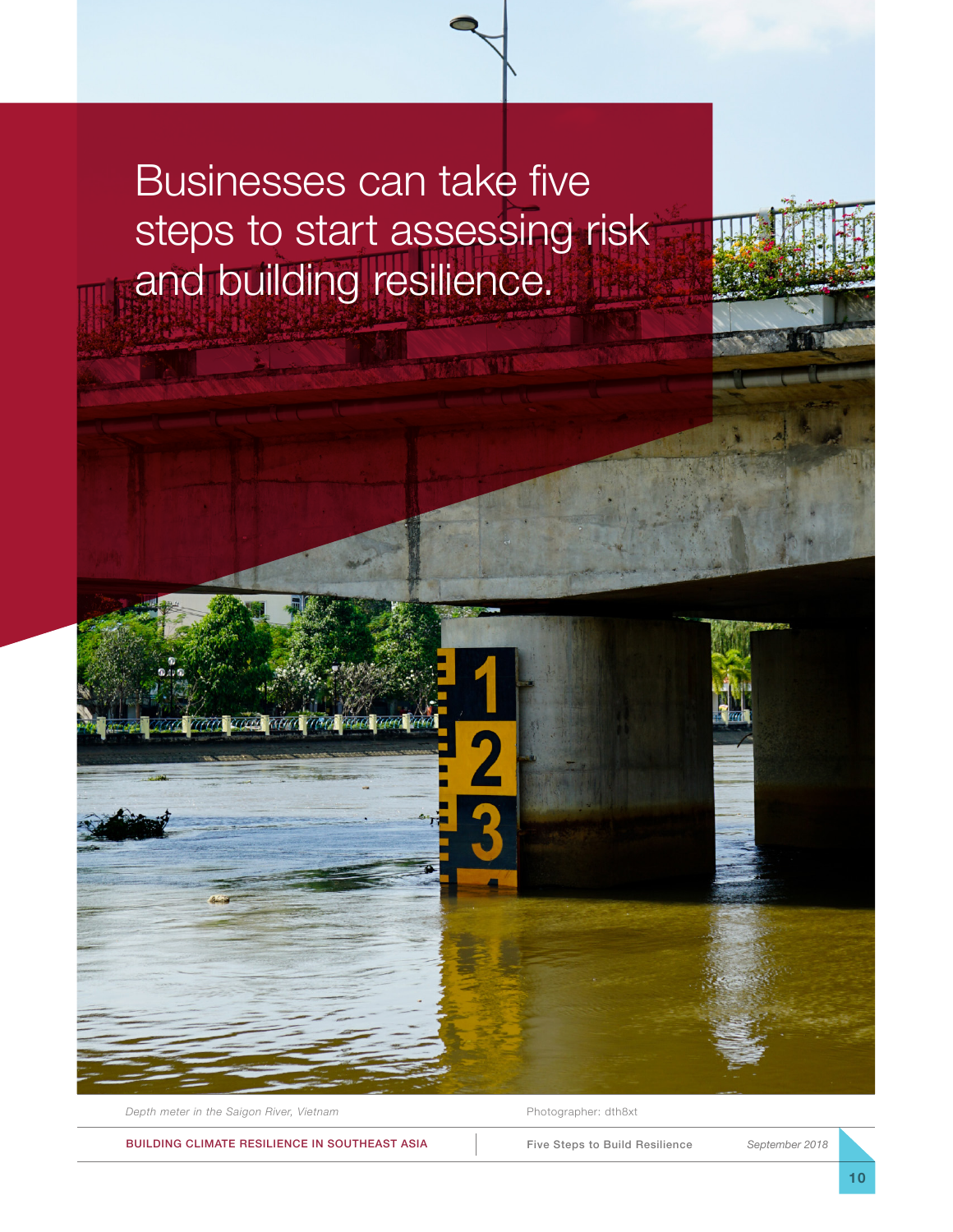# Businesses can take five steps to start assessing risk and building resilience.

*Depth meter in the Saigon River, Vietnam*

Photographer: dth8xt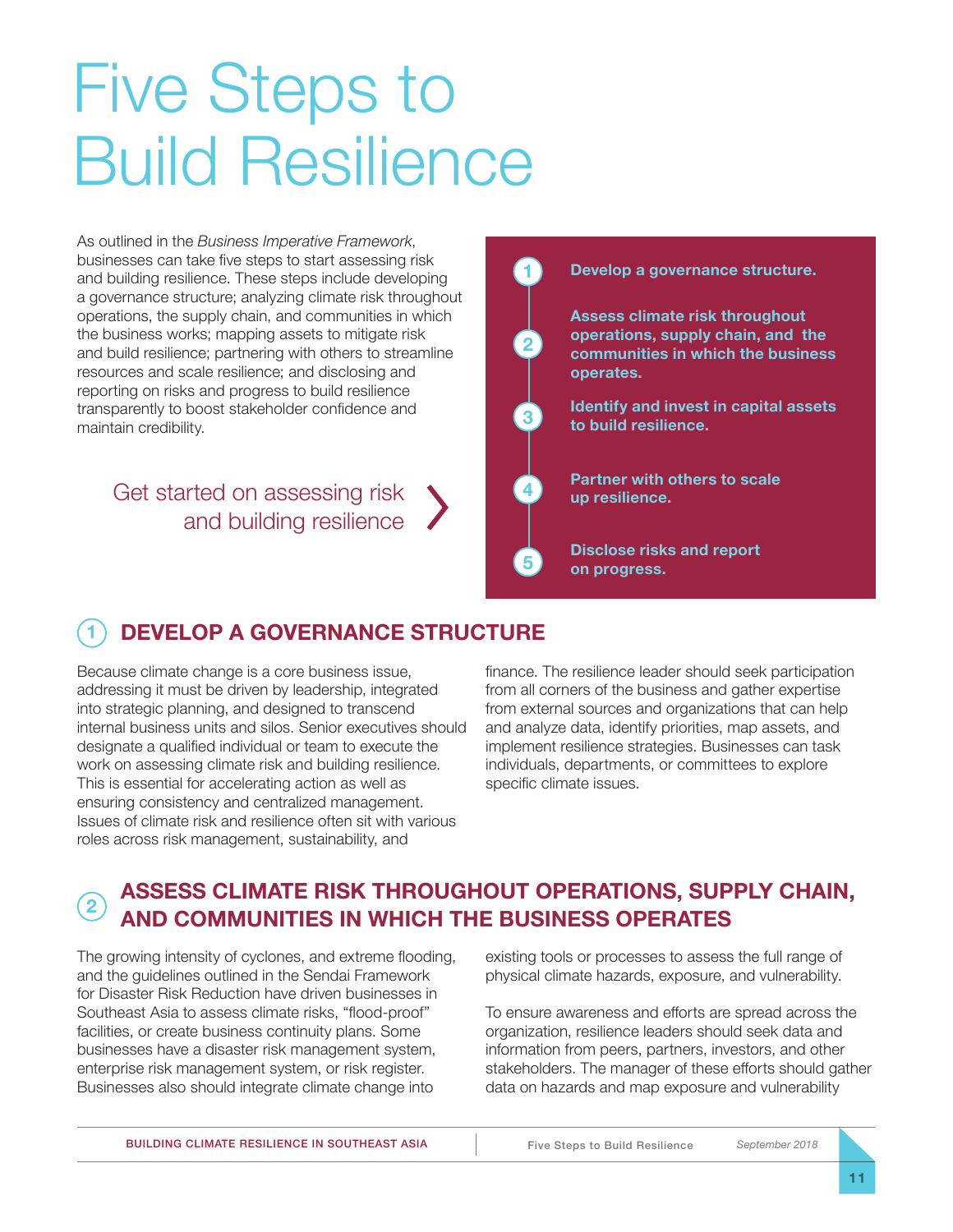# Five Steps to Build Resilience

As outlined in the *Business Imperative Framework*, businesses can take five steps to start assessing risk and building resilience. These steps include developing a governance structure; analyzing climate risk throughout operations, the supply chain, and communities in which the business works; mapping assets to mitigate risk and build resilience; partnering with others to streamline resources and scale resilience; and disclosing and reporting on risks and progress to build resilience transparently to boost stakeholder confidence and maintain credibility.

Get started on assessing risk and building resilience

1. **Develop a governance structure.**
2. **Assess climate risk throughout operations, supply chain, and the communities in which the business operates.**
3. **Identify and invest in capital assets to build resilience.**
4. **Partner with others to scale up resilience.**
5. **Disclose risks and report on progress.**

## 1 DEVELOP A GOVERNANCE STRUCTURE

Because climate change is a core business issue, addressing it must be driven by leadership, integrated into strategic planning, and designed to transcend internal business units and silos. Senior executives should designate a qualified individual or team to execute the work on assessing climate risk and building resilience. This is essential for accelerating action as well as ensuring consistency and centralized management. Issues of climate risk and resilience often sit with various roles across risk management, sustainability, and finance. The resilience leader should seek participation from all corners of the business and gather expertise from external sources and organizations that can help and analyze data, identify priorities, map assets, and implement resilience strategies. Businesses can task individuals, departments, or committees to explore specific climate issues.

## 2 ASSESS CLIMATE RISK THROUGHOUT OPERATIONS, SUPPLY CHAIN, AND COMMUNITIES IN WHICH THE BUSINESS OPERATES

The growing intensity of cyclones, and extreme flooding, and the guidelines outlined in the Sendai Framework for Disaster Risk Reduction have driven businesses in Southeast Asia to assess climate risks, "flood-proof" facilities, or create business continuity plans. Some businesses have a disaster risk management system, enterprise risk management system, or risk register. Businesses also should integrate climate change into existing tools or processes to assess the full range of physical climate hazards, exposure, and vulnerability.

To ensure awareness and efforts are spread across the organization, resilience leaders should seek data and information from peers, partners, investors, and other stakeholders. The manager of these efforts should gather data on hazards and map exposure and vulnerability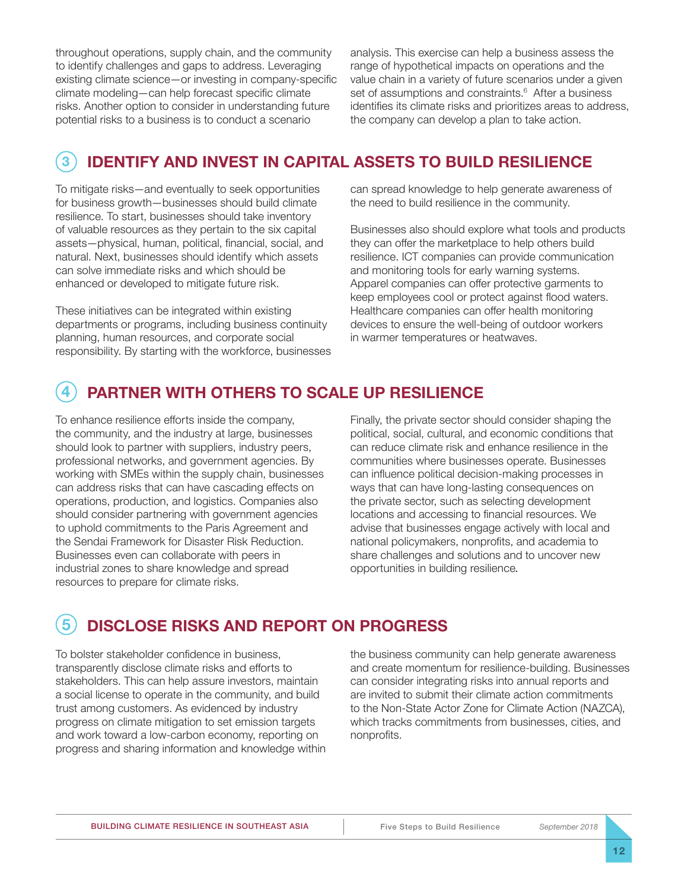throughout operations, supply chain, and the community to identify challenges and gaps to address. Leveraging existing climate science—or investing in company-specific climate modeling—can help forecast specific climate risks. Another option to consider in understanding future potential risks to a business is to conduct a scenario analysis. This exercise can help a business assess the range of hypothetical impacts on operations and the value chain in a variety of future scenarios under a given set of assumptions and constraints.[6] After a business identifies its climate risks and prioritizes areas to address, the company can develop a plan to take action.

## 3 IDENTIFY AND INVEST IN CAPITAL ASSETS TO BUILD RESILIENCE

To mitigate risks—and eventually to seek opportunities for business growth—businesses should build climate resilience. To start, businesses should take inventory of valuable resources as they pertain to the six capital assets—physical, human, political, financial, social, and natural. Next, businesses should identify which assets can solve immediate risks and which should be enhanced or developed to mitigate future risk.

These initiatives can be integrated within existing departments or programs, including business continuity planning, human resources, and corporate social responsibility. By starting with the workforce, businesses can spread knowledge to help generate awareness of the need to build resilience in the community.

Businesses also should explore what tools and products they can offer the marketplace to help others build resilience. ICT companies can provide communication and monitoring tools for early warning systems. Apparel companies can offer protective garments to keep employees cool or protect against flood waters. Healthcare companies can offer health monitoring devices to ensure the well-being of outdoor workers in warmer temperatures or heatwaves.

## 4 PARTNER WITH OTHERS TO SCALE UP RESILIENCE

To enhance resilience efforts inside the company, the community, and the industry at large, businesses should look to partner with suppliers, industry peers, professional networks, and government agencies. By working with SMEs within the supply chain, businesses can address risks that can have cascading effects on operations, production, and logistics. Companies also should consider partnering with government agencies to uphold commitments to the Paris Agreement and the Sendai Framework for Disaster Risk Reduction. Businesses even can collaborate with peers in industrial zones to share knowledge and spread resources to prepare for climate risks.

Finally, the private sector should consider shaping the political, social, cultural, and economic conditions that can reduce climate risk and enhance resilience in the communities where businesses operate. Businesses can influence political decision-making processes in ways that can have long-lasting consequences on the private sector, such as selecting development locations and accessing to financial resources. We advise that businesses engage actively with local and national policymakers, nonprofits, and academia to share challenges and solutions and to uncover new opportunities in building resilience.

## 5 DISCLOSE RISKS AND REPORT ON PROGRESS

To bolster stakeholder confidence in business, transparently disclose climate risks and efforts to stakeholders. This can help assure investors, maintain a social license to operate in the community, and build trust among customers. As evidenced by industry progress on climate mitigation to set emission targets and work toward a low-carbon economy, reporting on progress and sharing information and knowledge within the business community can help generate awareness and create momentum for resilience-building. Businesses can consider integrating risks into annual reports and are invited to submit their climate action commitments to the Non-State Actor Zone for Climate Action (NAZCA), which tracks commitments from businesses, cities, and nonprofits.